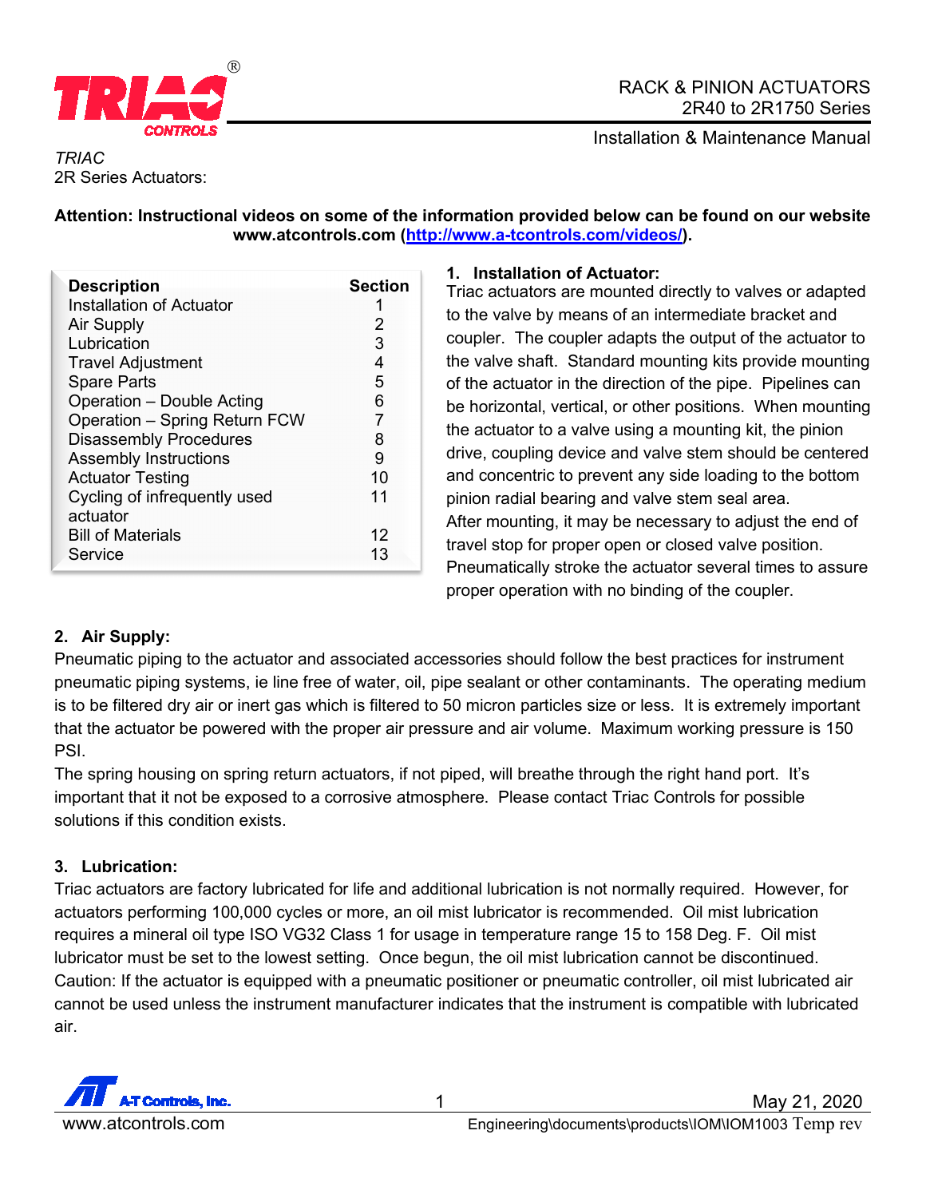# RACK & PINION ACTUATORS
## 2R40 to 2R1750 Series

Installation & Maintenance Manual

*TRIAC*
2R Series Actuators:

**Attention: Instructional videos on some of the information provided below can be found on our website www.atcontrols.com (http://www.a-tcontrols.com/videos/).**

| Description | Section |
|---|---|
| Installation of Actuator | 1 |
| Air Supply | 2 |
| Lubrication | 3 |
| Travel Adjustment | 4 |
| Spare Parts | 5 |
| Operation – Double Acting | 6 |
| Operation – Spring Return FCW | 7 |
| Disassembly Procedures | 8 |
| Assembly Instructions | 9 |
| Actuator Testing | 10 |
| Cycling of infrequently used actuator | 11 |
| Bill of Materials | 12 |
| Service | 13 |

### 1. Installation of Actuator:

Triac actuators are mounted directly to valves or adapted to the valve by means of an intermediate bracket and coupler. The coupler adapts the output of the actuator to the valve shaft. Standard mounting kits provide mounting of the actuator in the direction of the pipe. Pipelines can be horizontal, vertical, or other positions. When mounting the actuator to a valve using a mounting kit, the pinion drive, coupling device and valve stem should be centered and concentric to prevent any side loading to the bottom pinion radial bearing and valve stem seal area.
After mounting, it may be necessary to adjust the end of travel stop for proper open or closed valve position. Pneumatically stroke the actuator several times to assure proper operation with no binding of the coupler.

### 2. Air Supply:

Pneumatic piping to the actuator and associated accessories should follow the best practices for instrument pneumatic piping systems, ie line free of water, oil, pipe sealant or other contaminants. The operating medium is to be filtered dry air or inert gas which is filtered to 50 micron particles size or less. It is extremely important that the actuator be powered with the proper air pressure and air volume. Maximum working pressure is 150 PSI.
The spring housing on spring return actuators, if not piped, will breathe through the right hand port. It's important that it not be exposed to a corrosive atmosphere. Please contact Triac Controls for possible solutions if this condition exists.

### 3. Lubrication:

Triac actuators are factory lubricated for life and additional lubrication is not normally required. However, for actuators performing 100,000 cycles or more, an oil mist lubricator is recommended. Oil mist lubrication requires a mineral oil type ISO VG32 Class 1 for usage in temperature range 15 to 158 Deg. F. Oil mist lubricator must be set to the lowest setting. Once begun, the oil mist lubrication cannot be discontinued.
Caution: If the actuator is equipped with a pneumatic positioner or pneumatic controller, oil mist lubricated air cannot be used unless the instrument manufacturer indicates that the instrument is compatible with lubricated air.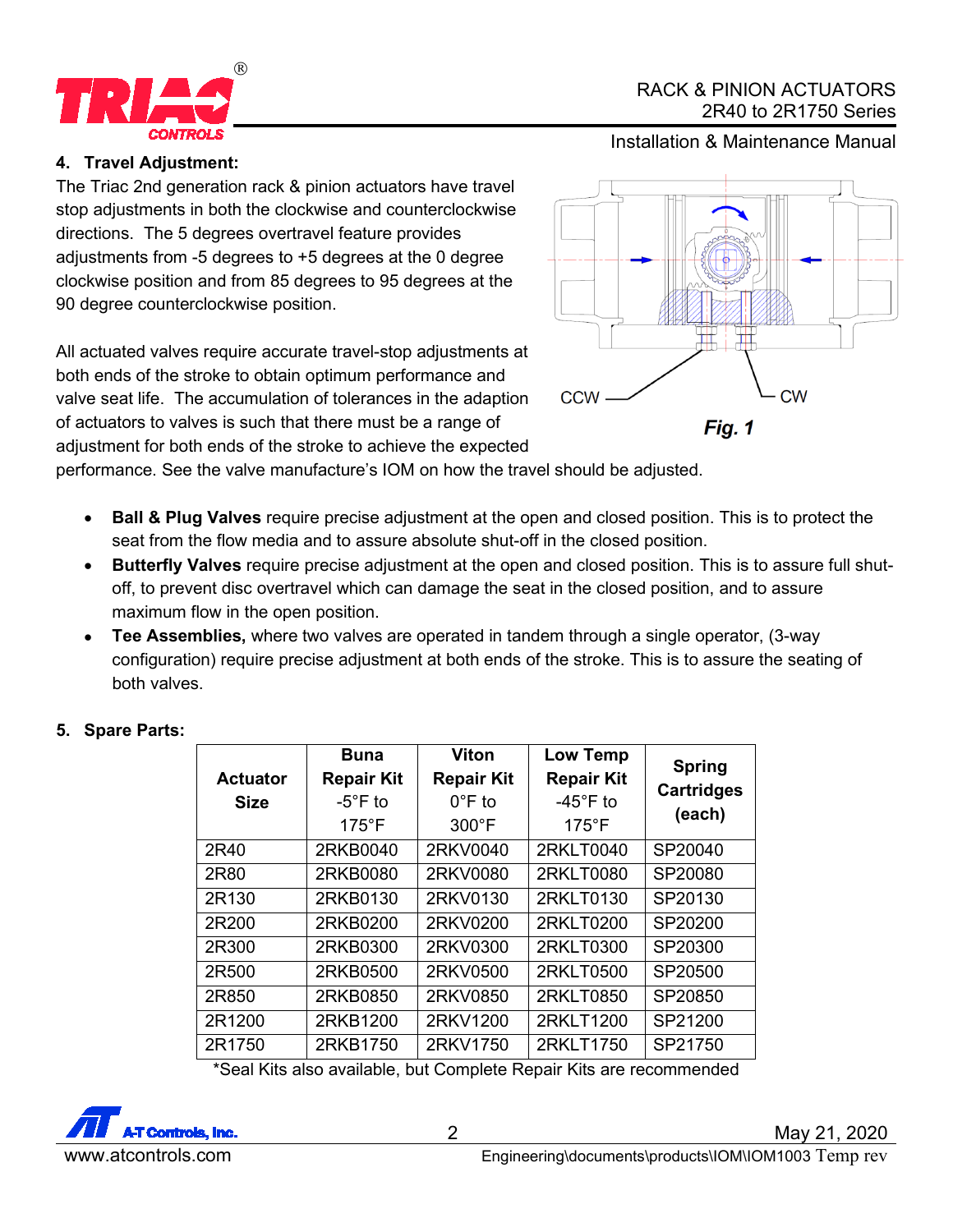## 4. Travel Adjustment:

The Triac 2nd generation rack & pinion actuators have travel stop adjustments in both the clockwise and counterclockwise directions. The 5 degrees overtravel feature provides adjustments from -5 degrees to +5 degrees at the 0 degree clockwise position and from 85 degrees to 95 degrees at the 90 degree counterclockwise position.

CCW CW

*Fig. 1*

All actuated valves require accurate travel-stop adjustments at both ends of the stroke to obtain optimum performance and valve seat life. The accumulation of tolerances in the adaption of actuators to valves is such that there must be a range of adjustment for both ends of the stroke to achieve the expected performance. See the valve manufacture's IOM on how the travel should be adjusted.

- **Ball & Plug Valves** require precise adjustment at the open and closed position. This is to protect the seat from the flow media and to assure absolute shut-off in the closed position.
- **Butterfly Valves** require precise adjustment at the open and closed position. This is to assure full shut-off, to prevent disc overtravel which can damage the seat in the closed position, and to assure maximum flow in the open position.
- **Tee Assemblies,** where two valves are operated in tandem through a single operator, (3-way configuration) require precise adjustment at both ends of the stroke. This is to assure the seating of both valves.

## 5. Spare Parts:

| Actuator Size | Buna Repair Kit -5°F to 175°F | Viton Repair Kit 0°F to 300°F | Low Temp Repair Kit -45°F to 175°F | Spring Cartridges (each) |
|---|---|---|---|---|
| 2R40 | 2RKB0040 | 2RKV0040 | 2RKLT0040 | SP20040 |
| 2R80 | 2RKB0080 | 2RKV0080 | 2RKLT0080 | SP20080 |
| 2R130 | 2RKB0130 | 2RKV0130 | 2RKLT0130 | SP20130 |
| 2R200 | 2RKB0200 | 2RKV0200 | 2RKLT0200 | SP20200 |
| 2R300 | 2RKB0300 | 2RKV0300 | 2RKLT0300 | SP20300 |
| 2R500 | 2RKB0500 | 2RKV0500 | 2RKLT0500 | SP20500 |
| 2R850 | 2RKB0850 | 2RKV0850 | 2RKLT0850 | SP20850 |
| 2R1200 | 2RKB1200 | 2RKV1200 | 2RKLT1200 | SP21200 |
| 2R1750 | 2RKB1750 | 2RKV1750 | 2RKLT1750 | SP21750 |

*Seal Kits also available, but Complete Repair Kits are recommended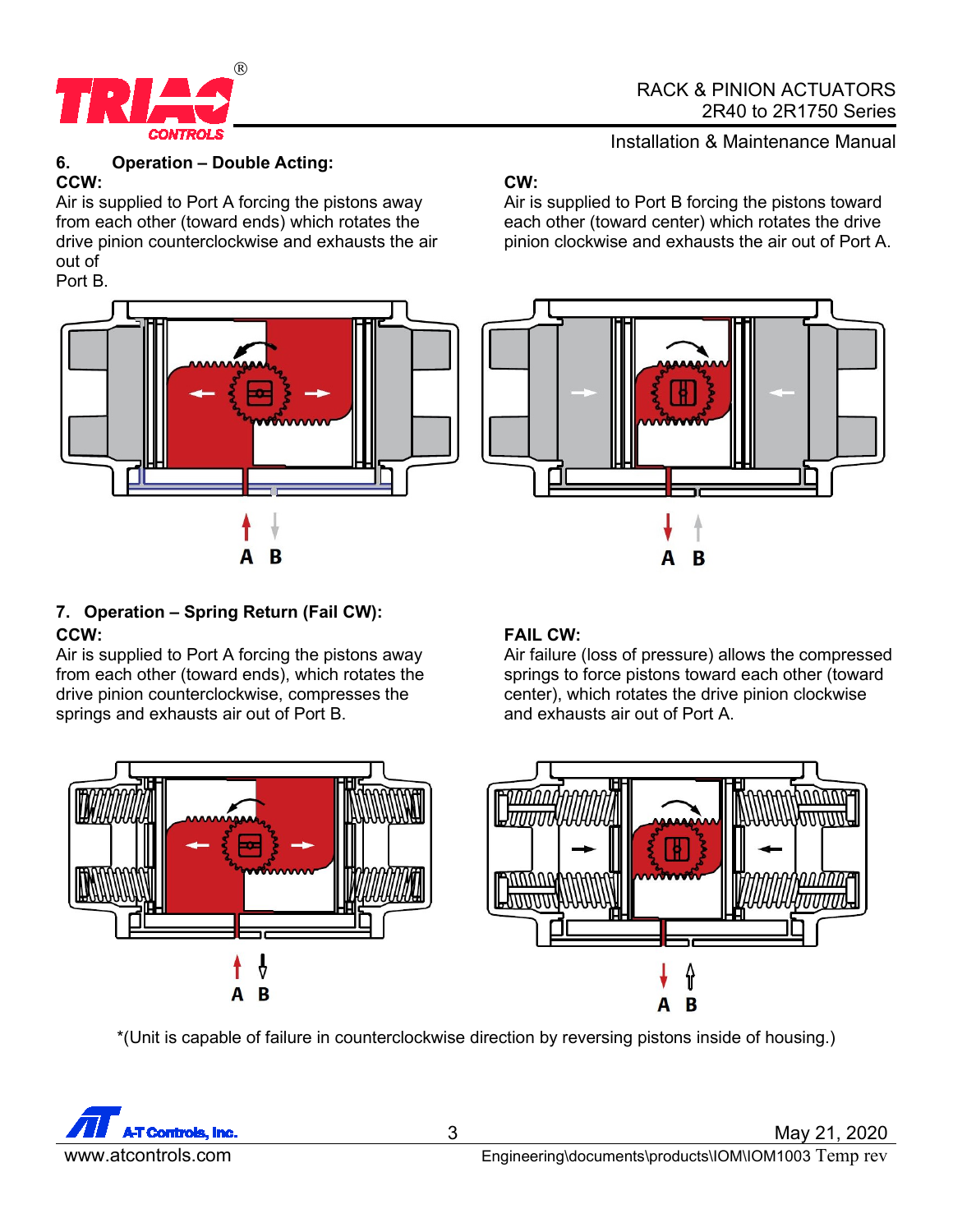## 6. Operation – Double Acting:

**CCW:**
Air is supplied to Port A forcing the pistons away from each other (toward ends) which rotates the drive pinion counterclockwise and exhausts the air out of Port B.

**CW:**
Air is supplied to Port B forcing the pistons toward each other (toward center) which rotates the drive pinion clockwise and exhausts the air out of Port A.

A B

A B

## 7. Operation – Spring Return (Fail CW):

**CCW:**
Air is supplied to Port A forcing the pistons away from each other (toward ends), which rotates the drive pinion counterclockwise, compresses the springs and exhausts air out of Port B.

**FAIL CW:**
Air failure (loss of pressure) allows the compressed springs to force pistons toward each other (toward center), which rotates the drive pinion clockwise and exhausts air out of Port A.

A B

A B

*(Unit is capable of failure in counterclockwise direction by reversing pistons inside of housing.)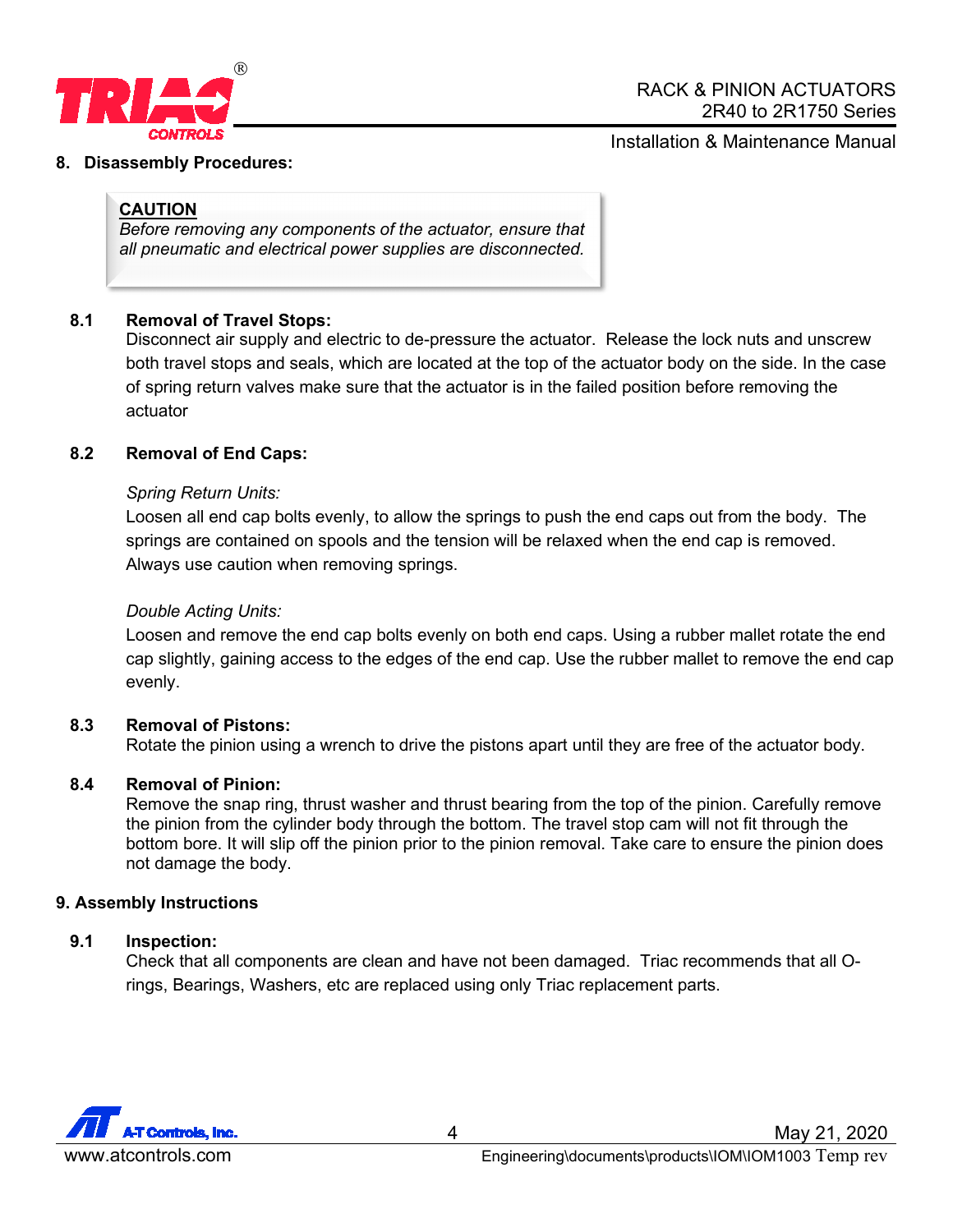## 8. Disassembly Procedures:

> **CAUTION**
> *Before removing any components of the actuator, ensure that all pneumatic and electrical power supplies are disconnected.*

### 8.1 Removal of Travel Stops:

Disconnect air supply and electric to de-pressure the actuator. Release the lock nuts and unscrew both travel stops and seals, which are located at the top of the actuator body on the side. In the case of spring return valves make sure that the actuator is in the failed position before removing the actuator

### 8.2 Removal of End Caps:

*Spring Return Units:*

Loosen all end cap bolts evenly, to allow the springs to push the end caps out from the body. The springs are contained on spools and the tension will be relaxed when the end cap is removed. Always use caution when removing springs.

*Double Acting Units:*

Loosen and remove the end cap bolts evenly on both end caps. Using a rubber mallet rotate the end cap slightly, gaining access to the edges of the end cap. Use the rubber mallet to remove the end cap evenly.

### 8.3 Removal of Pistons:

Rotate the pinion using a wrench to drive the pistons apart until they are free of the actuator body.

### 8.4 Removal of Pinion:

Remove the snap ring, thrust washer and thrust bearing from the top of the pinion. Carefully remove the pinion from the cylinder body through the bottom. The travel stop cam will not fit through the bottom bore. It will slip off the pinion prior to the pinion removal. Take care to ensure the pinion does not damage the body.

## 9. Assembly Instructions

### 9.1 Inspection:

Check that all components are clean and have not been damaged. Triac recommends that all O-rings, Bearings, Washers, etc are replaced using only Triac replacement parts.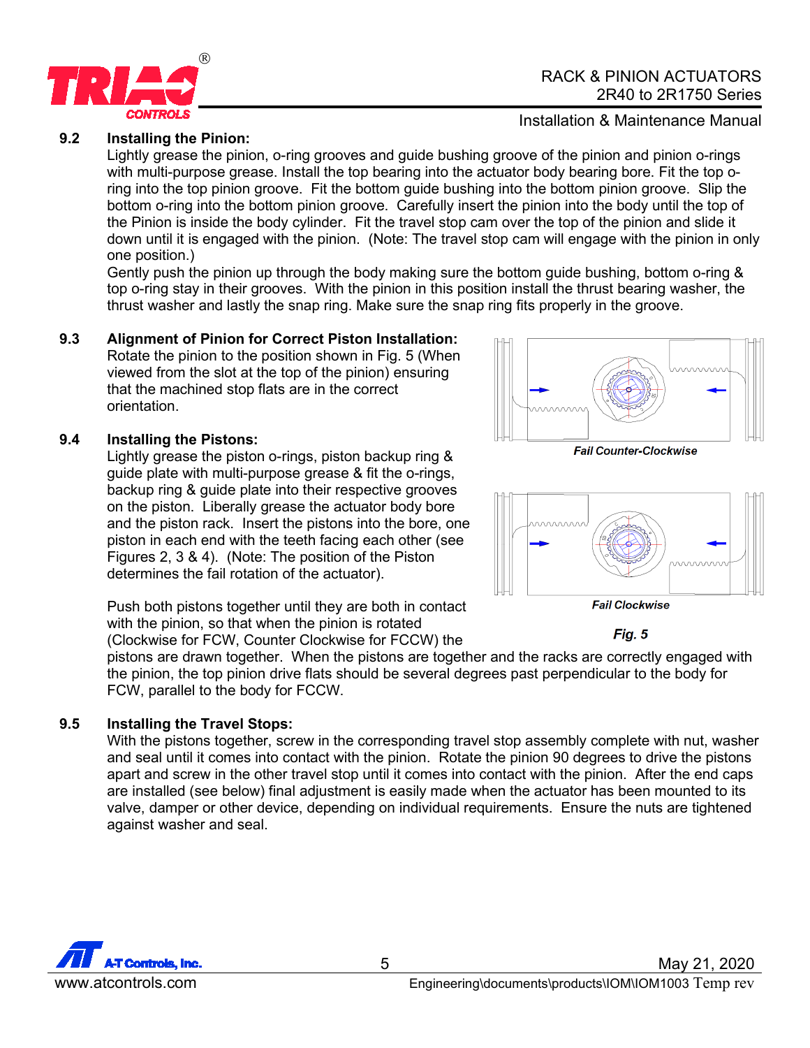### 9.2 Installing the Pinion:

Lightly grease the pinion, o-ring grooves and guide bushing groove of the pinion and pinion o-rings with multi-purpose grease. Install the top bearing into the actuator body bearing bore. Fit the top o-ring into the top pinion groove. Fit the bottom guide bushing into the bottom pinion groove. Slip the bottom o-ring into the bottom pinion groove. Carefully insert the pinion into the body until the top of the Pinion is inside the body cylinder. Fit the travel stop cam over the top of the pinion and slide it down until it is engaged with the pinion. (Note: The travel stop cam will engage with the pinion in only one position.)

Gently push the pinion up through the body making sure the bottom guide bushing, bottom o-ring & top o-ring stay in their grooves. With the pinion in this position install the thrust bearing washer, the thrust washer and lastly the snap ring. Make sure the snap ring fits properly in the groove.

### 9.3 Alignment of Pinion for Correct Piston Installation:

Rotate the pinion to the position shown in Fig. 5 (When viewed from the slot at the top of the pinion) ensuring that the machined stop flats are in the correct orientation.

### 9.4 Installing the Pistons:

Lightly grease the piston o-rings, piston backup ring & guide plate with multi-purpose grease & fit the o-rings, backup ring & guide plate into their respective grooves on the piston. Liberally grease the actuator body bore and the piston rack. Insert the pistons into the bore, one piston in each end with the teeth facing each other (see Figures 2, 3 & 4). (Note: The position of the Piston determines the fail rotation of the actuator).

*Fail Counter-Clockwise*

*Fail Clockwise*

***Fig. 5***

Push both pistons together until they are both in contact with the pinion, so that when the pinion is rotated (Clockwise for FCW, Counter Clockwise for FCCW) the pistons are drawn together. When the pistons are together and the racks are correctly engaged with the pinion, the top pinion drive flats should be several degrees past perpendicular to the body for FCW, parallel to the body for FCCW.

### 9.5 Installing the Travel Stops:

With the pistons together, screw in the corresponding travel stop assembly complete with nut, washer and seal until it comes into contact with the pinion. Rotate the pinion 90 degrees to drive the pistons apart and screw in the other travel stop until it comes into contact with the pinion. After the end caps are installed (see below) final adjustment is easily made when the actuator has been mounted to its valve, damper or other device, depending on individual requirements. Ensure the nuts are tightened against washer and seal.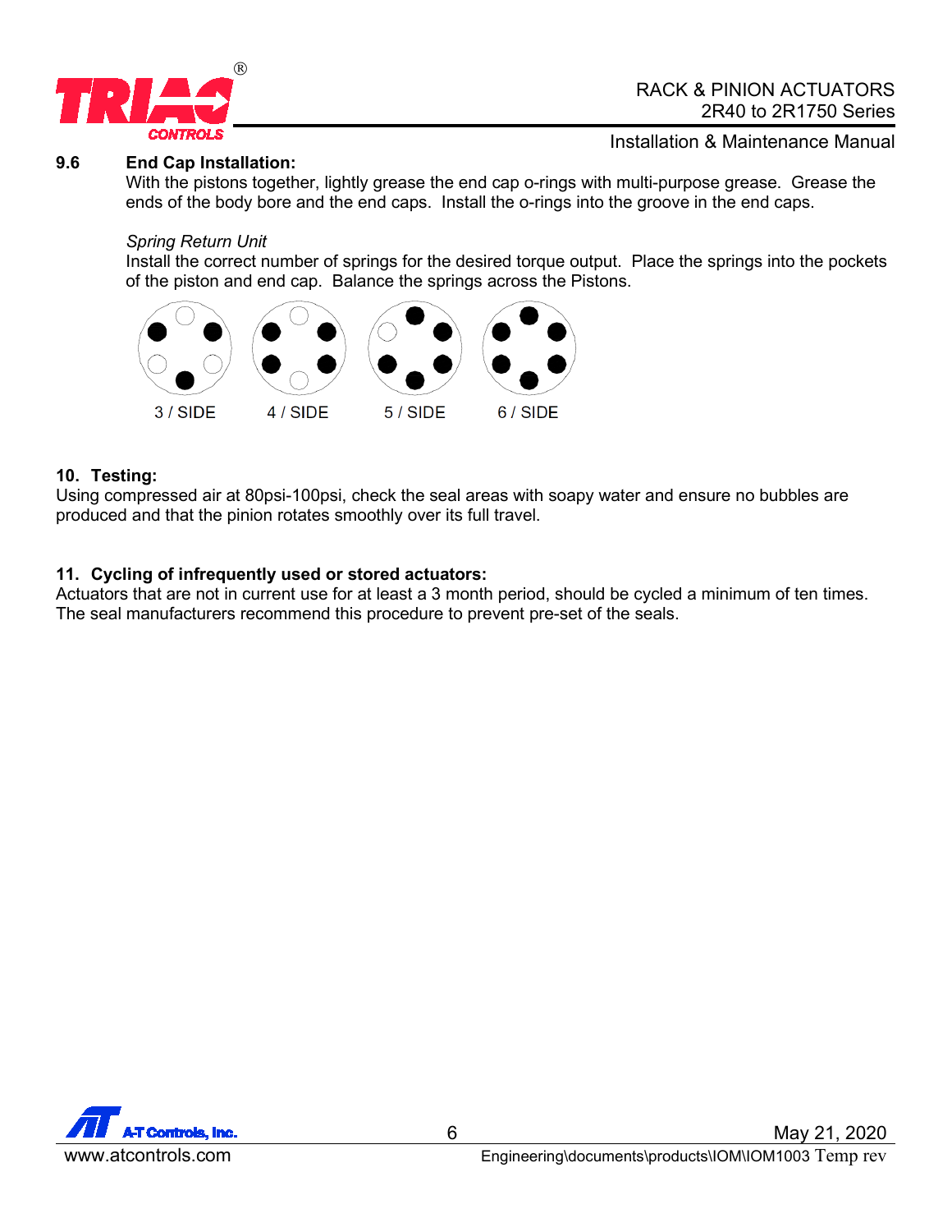### 9.6 End Cap Installation:

With the pistons together, lightly grease the end cap o-rings with multi-purpose grease. Grease the ends of the body bore and the end caps. Install the o-rings into the groove in the end caps.

*Spring Return Unit*

Install the correct number of springs for the desired torque output. Place the springs into the pockets of the piston and end cap. Balance the springs across the Pistons.

3 / SIDE 4 / SIDE 5 / SIDE 6 / SIDE

## 10. Testing:

Using compressed air at 80psi-100psi, check the seal areas with soapy water and ensure no bubbles are produced and that the pinion rotates smoothly over its full travel.

## 11. Cycling of infrequently used or stored actuators:

Actuators that are not in current use for at least a 3 month period, should be cycled a minimum of ten times. The seal manufacturers recommend this procedure to prevent pre-set of the seals.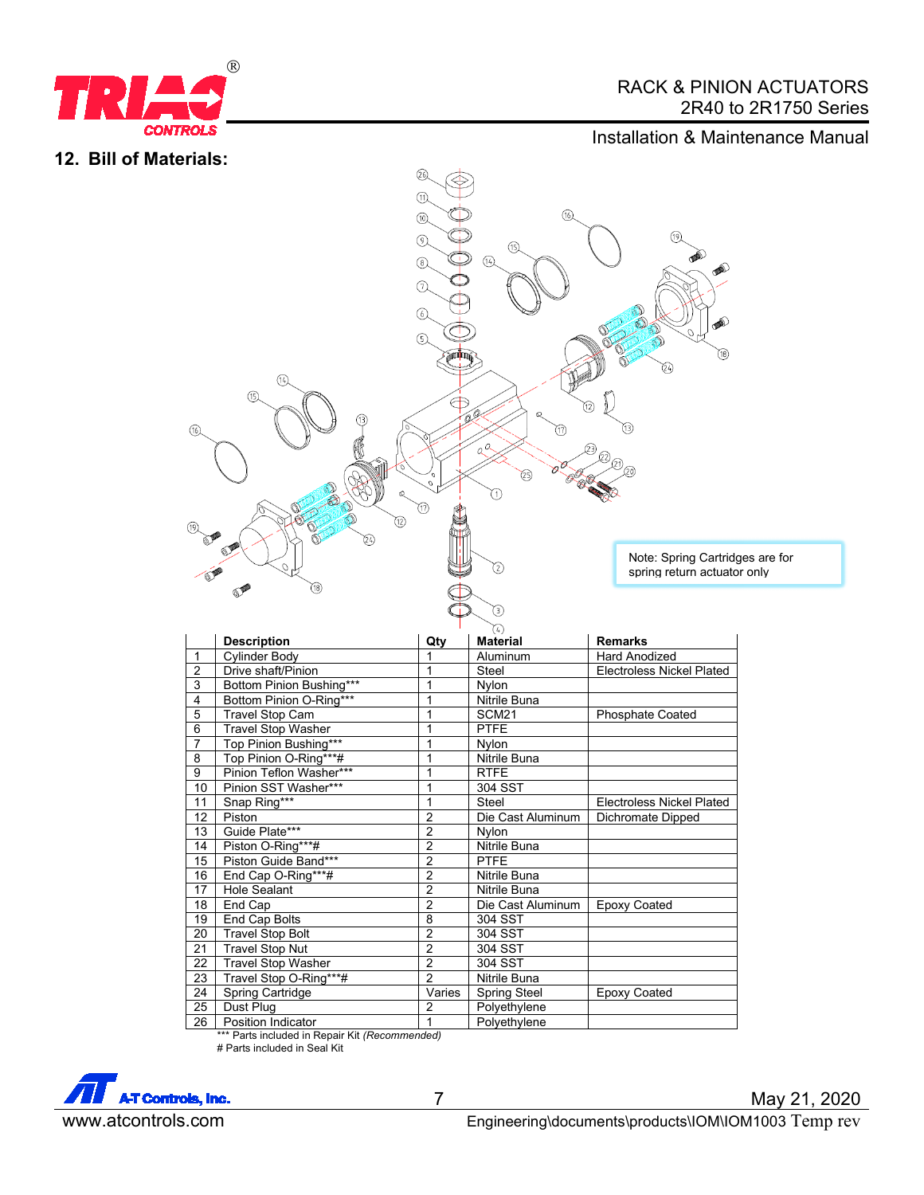## 12. Bill of Materials:

Note: Spring Cartridges are for spring return actuator only

| | Description | Qty | Material | Remarks |
|---|---|---|---|---|
| 1 | Cylinder Body | 1 | Aluminum | Hard Anodized |
| 2 | Drive shaft/Pinion | 1 | Steel | Electroless Nickel Plated |
| 3 | Bottom Pinion Bushing*** | 1 | Nylon | |
| 4 | Bottom Pinion O-Ring*** | 1 | Nitrile Buna | |
| 5 | Travel Stop Cam | 1 | SCM21 | Phosphate Coated |
| 6 | Travel Stop Washer | 1 | PTFE | |
| 7 | Top Pinion Bushing*** | 1 | Nylon | |
| 8 | Top Pinion O-Ring***# | 1 | Nitrile Buna | |
| 9 | Pinion Teflon Washer*** | 1 | RTFE | |
| 10 | Pinion SST Washer*** | 1 | 304 SST | |
| 11 | Snap Ring*** | 1 | Steel | Electroless Nickel Plated |
| 12 | Piston | 2 | Die Cast Aluminum | Dichromate Dipped |
| 13 | Guide Plate*** | 2 | Nylon | |
| 14 | Piston O-Ring***# | 2 | Nitrile Buna | |
| 15 | Piston Guide Band*** | 2 | PTFE | |
| 16 | End Cap O-Ring***# | 2 | Nitrile Buna | |
| 17 | Hole Sealant | 2 | Nitrile Buna | |
| 18 | End Cap | 2 | Die Cast Aluminum | Epoxy Coated |
| 19 | End Cap Bolts | 8 | 304 SST | |
| 20 | Travel Stop Bolt | 2 | 304 SST | |
| 21 | Travel Stop Nut | 2 | 304 SST | |
| 22 | Travel Stop Washer | 2 | 304 SST | |
| 23 | Travel Stop O-Ring***# | 2 | Nitrile Buna | |
| 24 | Spring Cartridge | Varies | Spring Steel | Epoxy Coated |
| 25 | Dust Plug | 2 | Polyethylene | |
| 26 | Position Indicator | 1 | Polyethylene | |

*** Parts included in Repair Kit *(Recommended)*
\# Parts included in Seal Kit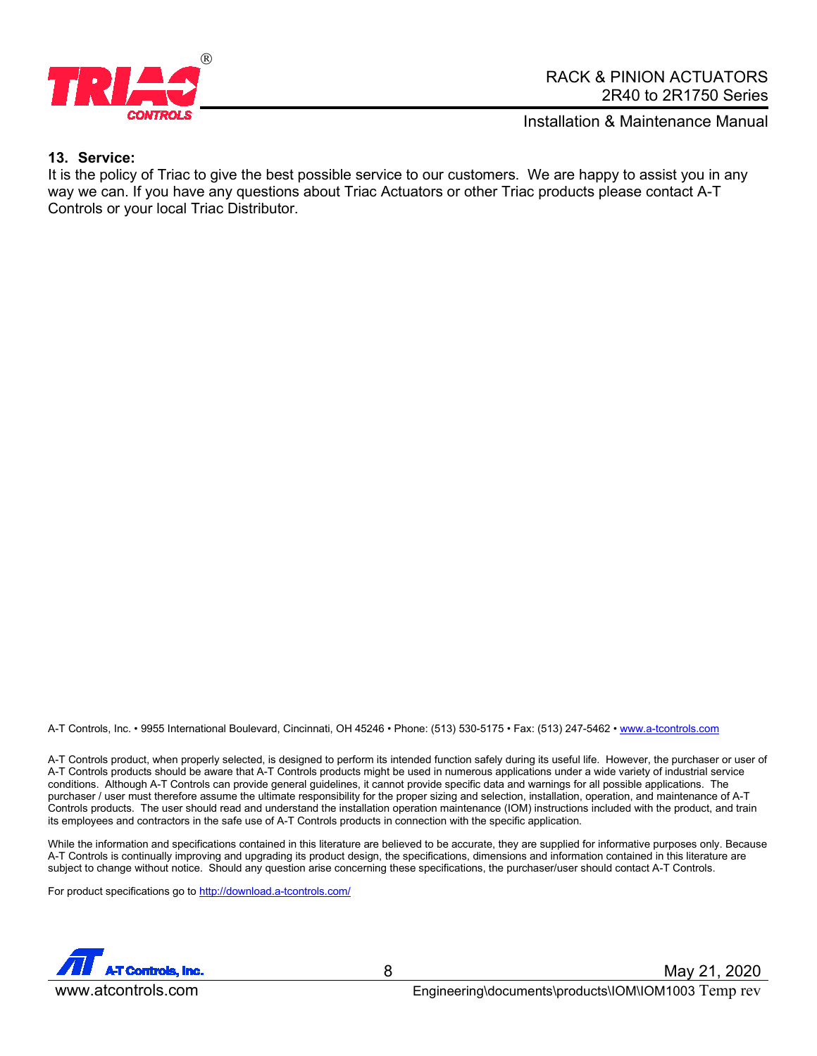## 13. Service:

It is the policy of Triac to give the best possible service to our customers. We are happy to assist you in any way we can. If you have any questions about Triac Actuators or other Triac products please contact A-T Controls or your local Triac Distributor.

A-T Controls, Inc. • 9955 International Boulevard, Cincinnati, OH 45246 • Phone: (513) 530-5175 • Fax: (513) 247-5462 • www.a-tcontrols.com

A-T Controls product, when properly selected, is designed to perform its intended function safely during its useful life. However, the purchaser or user of A-T Controls products should be aware that A-T Controls products might be used in numerous applications under a wide variety of industrial service conditions. Although A-T Controls can provide general guidelines, it cannot provide specific data and warnings for all possible applications. The purchaser / user must therefore assume the ultimate responsibility for the proper sizing and selection, installation, operation, and maintenance of A-T Controls products. The user should read and understand the installation operation maintenance (IOM) instructions included with the product, and train its employees and contractors in the safe use of A-T Controls products in connection with the specific application.

While the information and specifications contained in this literature are believed to be accurate, they are supplied for informative purposes only. Because A-T Controls is continually improving and upgrading its product design, the specifications, dimensions and information contained in this literature are subject to change without notice. Should any question arise concerning these specifications, the purchaser/user should contact A-T Controls.

For product specifications go to http://download.a-tcontrols.com/